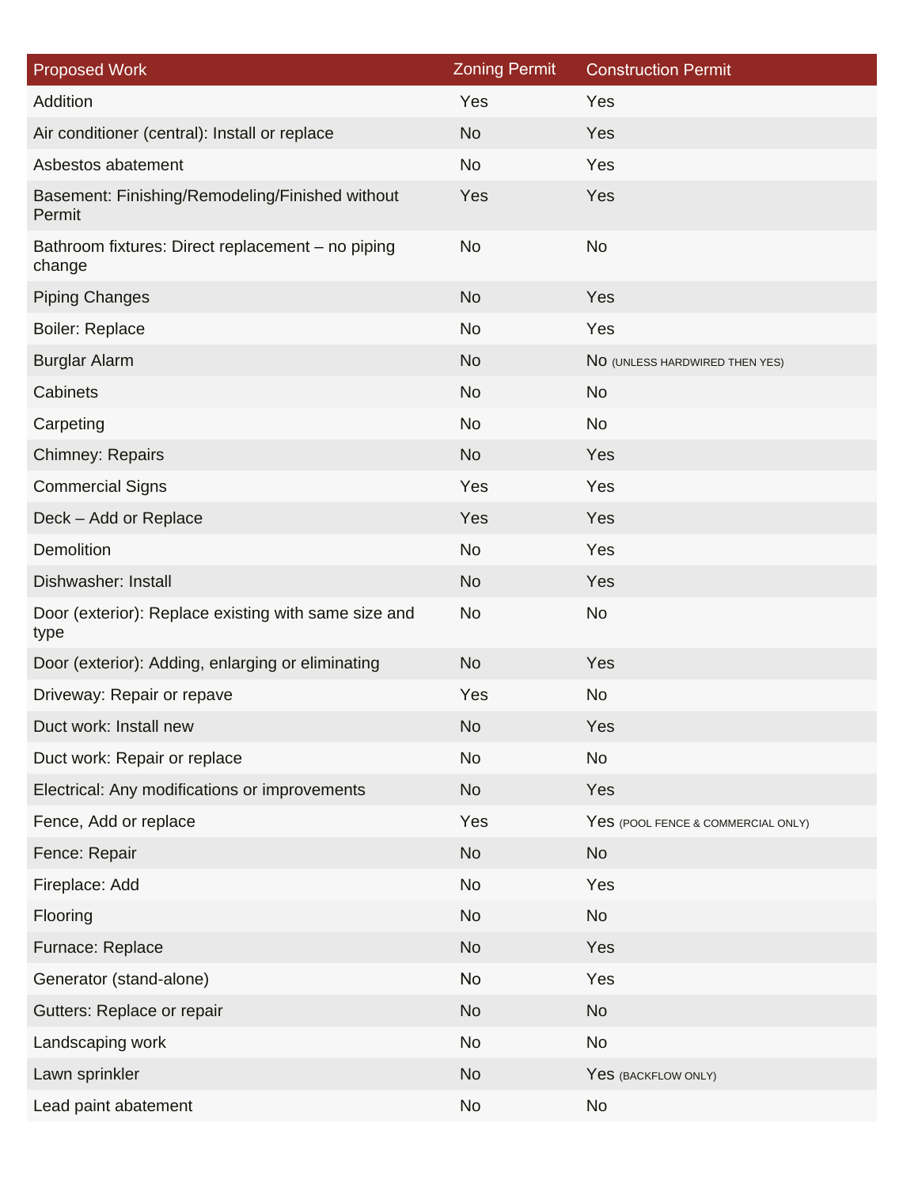| Proposed Work | Zoning Permit | Construction Permit |
| --- | --- | --- |
| Addition | Yes | Yes |
| Air conditioner (central): Install or replace | No | Yes |
| Asbestos abatement | No | Yes |
| Basement: Finishing/Remodeling/Finished without Permit | Yes | Yes |
| Bathroom fixtures: Direct replacement – no piping change | No | No |
| Piping Changes | No | Yes |
| Boiler: Replace | No | Yes |
| Burglar Alarm | No | No (UNLESS HARDWIRED THEN YES) |
| Cabinets | No | No |
| Carpeting | No | No |
| Chimney: Repairs | No | Yes |
| Commercial Signs | Yes | Yes |
| Deck – Add or Replace | Yes | Yes |
| Demolition | No | Yes |
| Dishwasher: Install | No | Yes |
| Door (exterior): Replace existing with same size and type | No | No |
| Door (exterior): Adding, enlarging or eliminating | No | Yes |
| Driveway: Repair or repave | Yes | No |
| Duct work: Install new | No | Yes |
| Duct work: Repair or replace | No | No |
| Electrical: Any modifications or improvements | No | Yes |
| Fence, Add or replace | Yes | Yes (POOL FENCE & COMMERCIAL ONLY) |
| Fence: Repair | No | No |
| Fireplace: Add | No | Yes |
| Flooring | No | No |
| Furnace: Replace | No | Yes |
| Generator (stand-alone) | No | Yes |
| Gutters: Replace or repair | No | No |
| Landscaping work | No | No |
| Lawn sprinkler | No | Yes (BACKFLOW ONLY) |
| Lead paint abatement | No | No |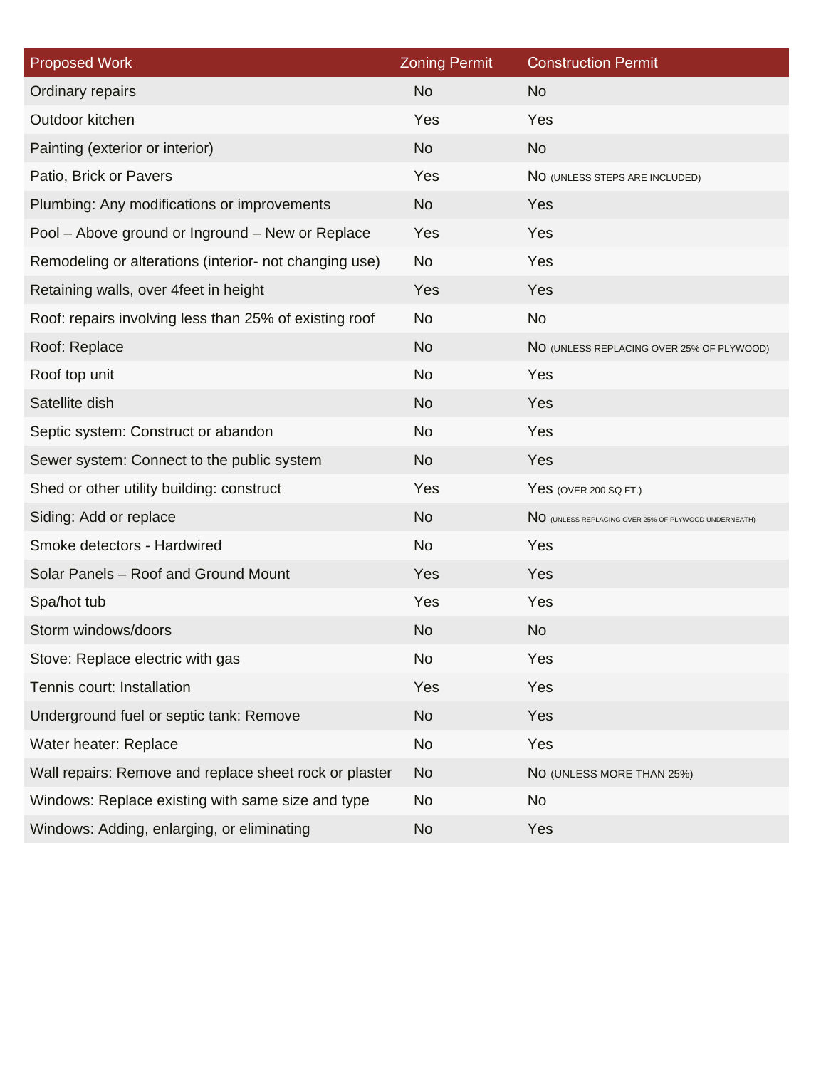| Proposed Work | Zoning Permit | Construction Permit |
| --- | --- | --- |
| Ordinary repairs | No | No |
| Outdoor kitchen | Yes | Yes |
| Painting (exterior or interior) | No | No |
| Patio, Brick or Pavers | Yes | No (UNLESS STEPS ARE INCLUDED) |
| Plumbing: Any modifications or improvements | No | Yes |
| Pool – Above ground or Inground – New or Replace | Yes | Yes |
| Remodeling or alterations (interior- not changing use) | No | Yes |
| Retaining walls, over 4feet in height | Yes | Yes |
| Roof: repairs involving less than 25% of existing roof | No | No |
| Roof: Replace | No | No (UNLESS REPLACING OVER 25% OF PLYWOOD) |
| Roof top unit | No | Yes |
| Satellite dish | No | Yes |
| Septic system: Construct or abandon | No | Yes |
| Sewer system: Connect to the public system | No | Yes |
| Shed or other utility building: construct | Yes | Yes (OVER 200 SQ FT.) |
| Siding: Add or replace | No | No (UNLESS REPLACING OVER 25% OF PLYWOOD UNDERNEATH) |
| Smoke detectors - Hardwired | No | Yes |
| Solar Panels – Roof and Ground Mount | Yes | Yes |
| Spa/hot tub | Yes | Yes |
| Storm windows/doors | No | No |
| Stove: Replace electric with gas | No | Yes |
| Tennis court: Installation | Yes | Yes |
| Underground fuel or septic tank: Remove | No | Yes |
| Water heater: Replace | No | Yes |
| Wall repairs: Remove and replace sheet rock or plaster | No | No (UNLESS MORE THAN 25%) |
| Windows: Replace existing with same size and type | No | No |
| Windows: Adding, enlarging, or eliminating | No | Yes |